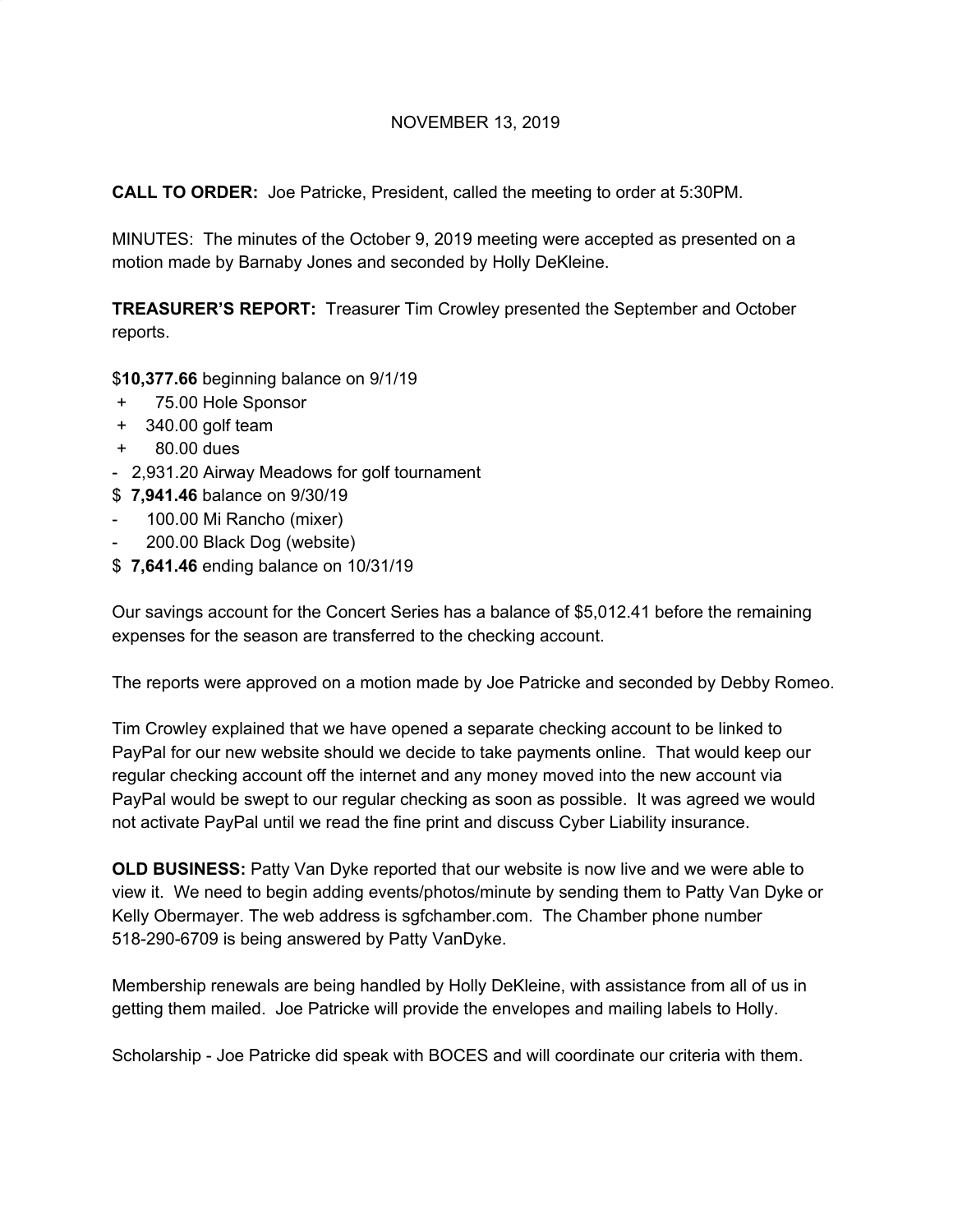NOVEMBER 13, 2019

**CALL TO ORDER:** Joe Patricke, President, called the meeting to order at 5:30PM.

MINUTES: The minutes of the October 9, 2019 meeting were accepted as presented on a motion made by Barnaby Jones and seconded by Holly DeKleine.

**TREASURER'S REPORT:** Treasurer Tim Crowley presented the September and October reports.

$**10,377.66** beginning balance on 9/1/19
+ 75.00 Hole Sponsor
+ 340.00 golf team
+ 80.00 dues
- 2,931.20 Airway Meadows for golf tournament
$ **7,941.46** balance on 9/30/19
- 100.00 Mi Rancho (mixer)
- 200.00 Black Dog (website)
$ **7,641.46** ending balance on 10/31/19

Our savings account for the Concert Series has a balance of $5,012.41 before the remaining expenses for the season are transferred to the checking account.

The reports were approved on a motion made by Joe Patricke and seconded by Debby Romeo.

Tim Crowley explained that we have opened a separate checking account to be linked to PayPal for our new website should we decide to take payments online. That would keep our regular checking account off the internet and any money moved into the new account via PayPal would be swept to our regular checking as soon as possible. It was agreed we would not activate PayPal until we read the fine print and discuss Cyber Liability insurance.

**OLD BUSINESS:** Patty Van Dyke reported that our website is now live and we were able to view it. We need to begin adding events/photos/minute by sending them to Patty Van Dyke or Kelly Obermayer. The web address is sgfchamber.com. The Chamber phone number 518-290-6709 is being answered by Patty VanDyke.

Membership renewals are being handled by Holly DeKleine, with assistance from all of us in getting them mailed. Joe Patricke will provide the envelopes and mailing labels to Holly.

Scholarship - Joe Patricke did speak with BOCES and will coordinate our criteria with them.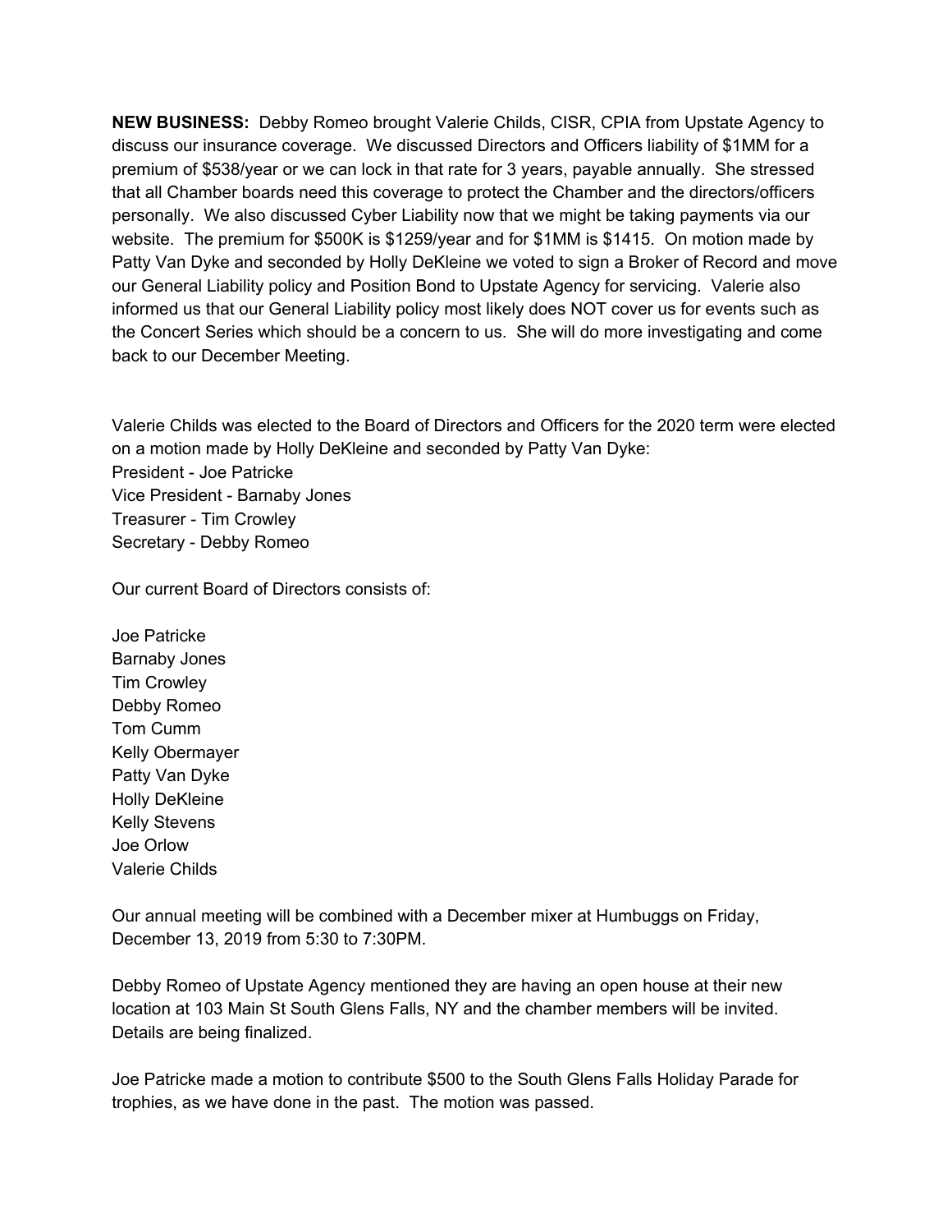**NEW BUSINESS:** Debby Romeo brought Valerie Childs, CISR, CPIA from Upstate Agency to discuss our insurance coverage. We discussed Directors and Officers liability of $1MM for a premium of $538/year or we can lock in that rate for 3 years, payable annually. She stressed that all Chamber boards need this coverage to protect the Chamber and the directors/officers personally. We also discussed Cyber Liability now that we might be taking payments via our website. The premium for $500K is $1259/year and for $1MM is $1415. On motion made by Patty Van Dyke and seconded by Holly DeKleine we voted to sign a Broker of Record and move our General Liability policy and Position Bond to Upstate Agency for servicing. Valerie also informed us that our General Liability policy most likely does NOT cover us for events such as the Concert Series which should be a concern to us. She will do more investigating and come back to our December Meeting.

Valerie Childs was elected to the Board of Directors and Officers for the 2020 term were elected on a motion made by Holly DeKleine and seconded by Patty Van Dyke:
President - Joe Patricke
Vice President - Barnaby Jones
Treasurer - Tim Crowley
Secretary - Debby Romeo

Our current Board of Directors consists of:

Joe Patricke
Barnaby Jones
Tim Crowley
Debby Romeo
Tom Cumm
Kelly Obermayer
Patty Van Dyke
Holly DeKleine
Kelly Stevens
Joe Orlow
Valerie Childs

Our annual meeting will be combined with a December mixer at Humbuggs on Friday, December 13, 2019 from 5:30 to 7:30PM.

Debby Romeo of Upstate Agency mentioned they are having an open house at their new location at 103 Main St South Glens Falls, NY and the chamber members will be invited. Details are being finalized.

Joe Patricke made a motion to contribute $500 to the South Glens Falls Holiday Parade for trophies, as we have done in the past. The motion was passed.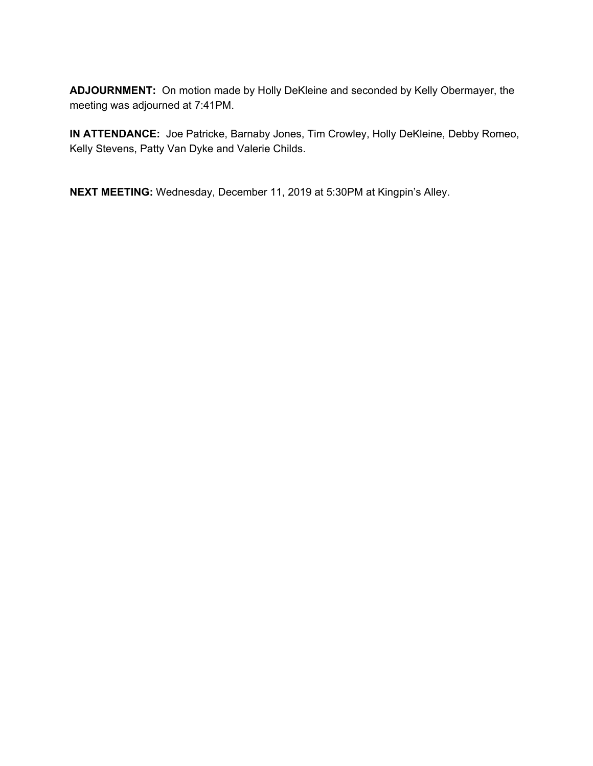**ADJOURNMENT:** On motion made by Holly DeKleine and seconded by Kelly Obermayer, the meeting was adjourned at 7:41PM.

**IN ATTENDANCE:** Joe Patricke, Barnaby Jones, Tim Crowley, Holly DeKleine, Debby Romeo, Kelly Stevens, Patty Van Dyke and Valerie Childs.

**NEXT MEETING:** Wednesday, December 11, 2019 at 5:30PM at Kingpin's Alley.